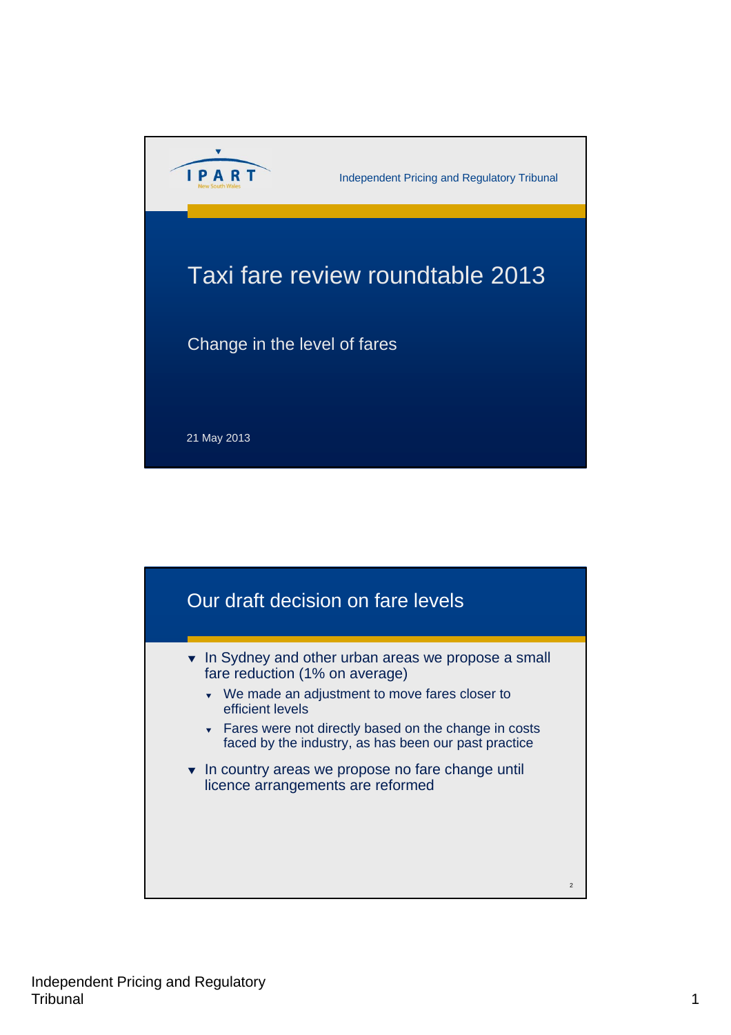IPART

Independent Pricing and Regulatory Tribunal

# Taxi fare review roundtable 2013

Change in the level of fares

21 May 2013

## Our draft decision on fare levels

- In Sydney and other urban areas we propose a small fare reduction (1% on average)
  - We made an adjustment to move fares closer to efficient levels
  - Fares were not directly based on the change in costs faced by the industry, as has been our past practice
- In country areas we propose no fare change until licence arrangements are reformed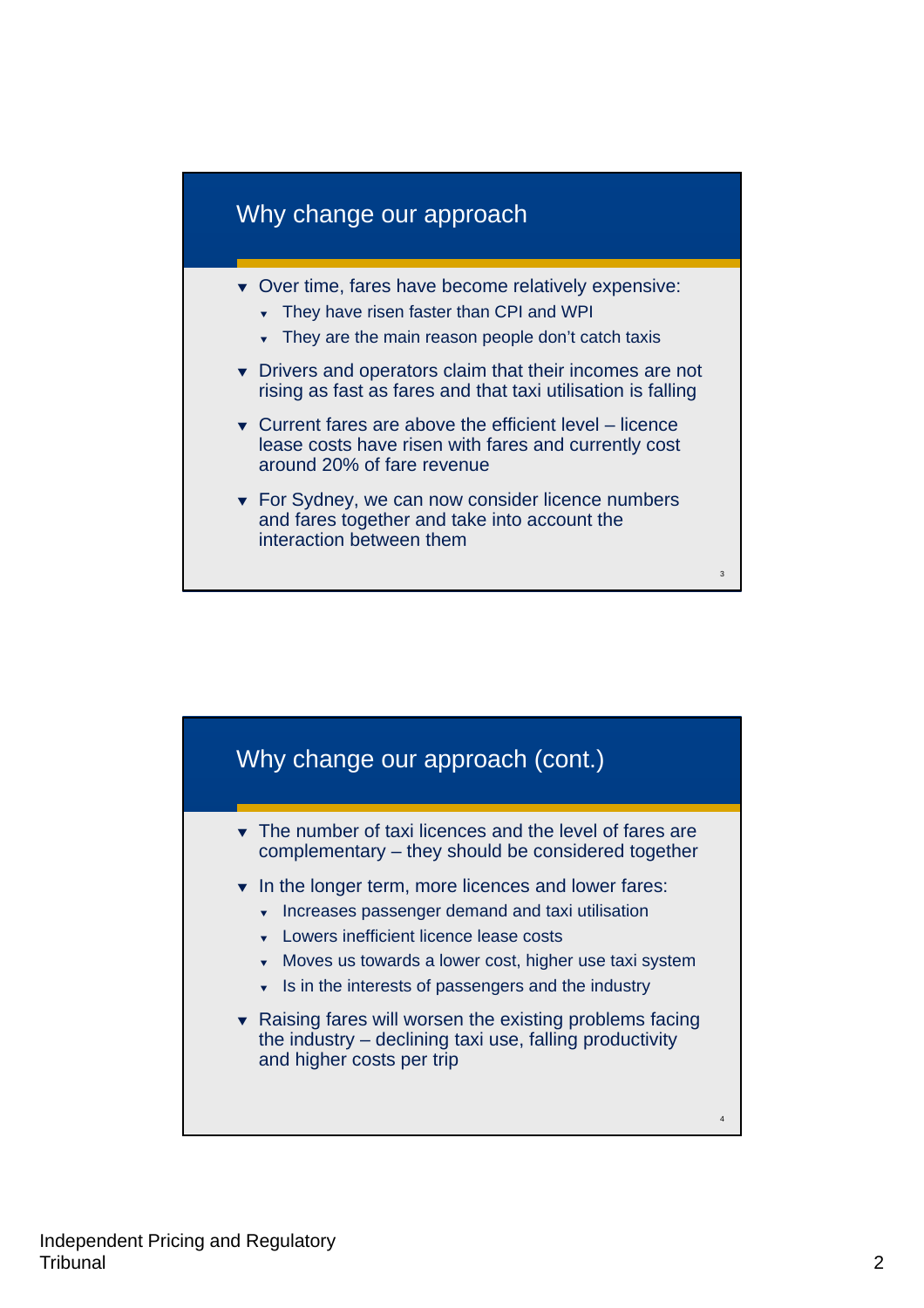## Why change our approach

- Over time, fares have become relatively expensive:
  - They have risen faster than CPI and WPI
  - They are the main reason people don't catch taxis
- Drivers and operators claim that their incomes are not rising as fast as fares and that taxi utilisation is falling
- Current fares are above the efficient level – licence lease costs have risen with fares and currently cost around 20% of fare revenue
- For Sydney, we can now consider licence numbers and fares together and take into account the interaction between them

## Why change our approach (cont.)

- The number of taxi licences and the level of fares are complementary – they should be considered together
- In the longer term, more licences and lower fares:
  - Increases passenger demand and taxi utilisation
  - Lowers inefficient licence lease costs
  - Moves us towards a lower cost, higher use taxi system
  - Is in the interests of passengers and the industry
- Raising fares will worsen the existing problems facing the industry – declining taxi use, falling productivity and higher costs per trip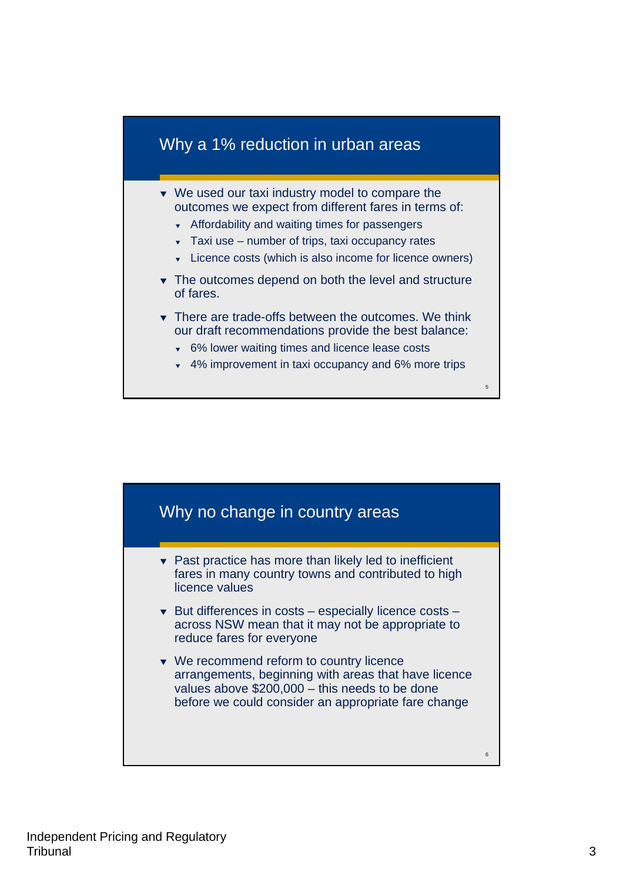## Why a 1% reduction in urban areas

- We used our taxi industry model to compare the outcomes we expect from different fares in terms of:
  - Affordability and waiting times for passengers
  - Taxi use – number of trips, taxi occupancy rates
  - Licence costs (which is also income for licence owners)
- The outcomes depend on both the level and structure of fares.
- There are trade-offs between the outcomes. We think our draft recommendations provide the best balance:
  - 6% lower waiting times and licence lease costs
  - 4% improvement in taxi occupancy and 6% more trips

## Why no change in country areas

- Past practice has more than likely led to inefficient fares in many country towns and contributed to high licence values
- But differences in costs – especially licence costs – across NSW mean that it may not be appropriate to reduce fares for everyone
- We recommend reform to country licence arrangements, beginning with areas that have licence values above $200,000 – this needs to be done before we could consider an appropriate fare change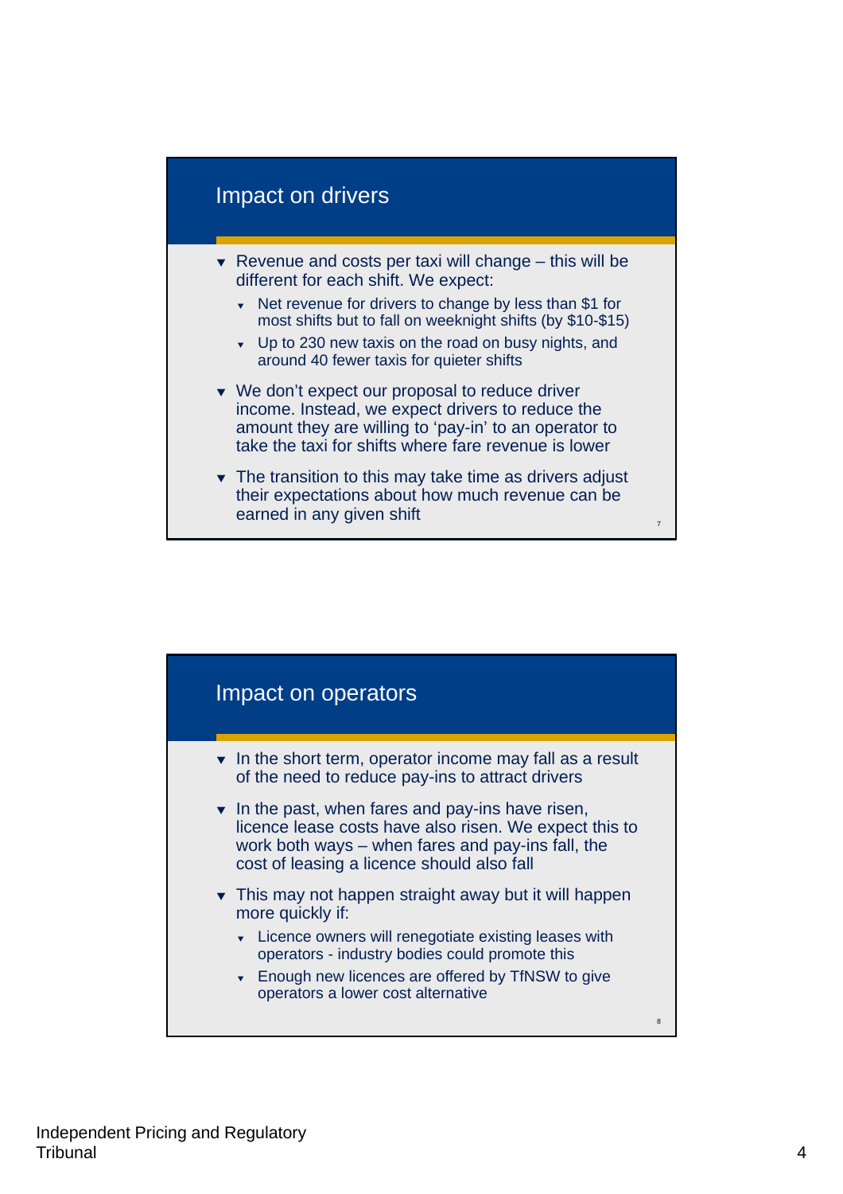## Impact on drivers

- Revenue and costs per taxi will change – this will be different for each shift. We expect:
  - Net revenue for drivers to change by less than $1 for most shifts but to fall on weeknight shifts (by $10-$15)
  - Up to 230 new taxis on the road on busy nights, and around 40 fewer taxis for quieter shifts
- We don't expect our proposal to reduce driver income. Instead, we expect drivers to reduce the amount they are willing to 'pay-in' to an operator to take the taxi for shifts where fare revenue is lower
- The transition to this may take time as drivers adjust their expectations about how much revenue can be earned in any given shift

## Impact on operators

- In the short term, operator income may fall as a result of the need to reduce pay-ins to attract drivers
- In the past, when fares and pay-ins have risen, licence lease costs have also risen. We expect this to work both ways – when fares and pay-ins fall, the cost of leasing a licence should also fall
- This may not happen straight away but it will happen more quickly if:
  - Licence owners will renegotiate existing leases with operators - industry bodies could promote this
  - Enough new licences are offered by TfNSW to give operators a lower cost alternative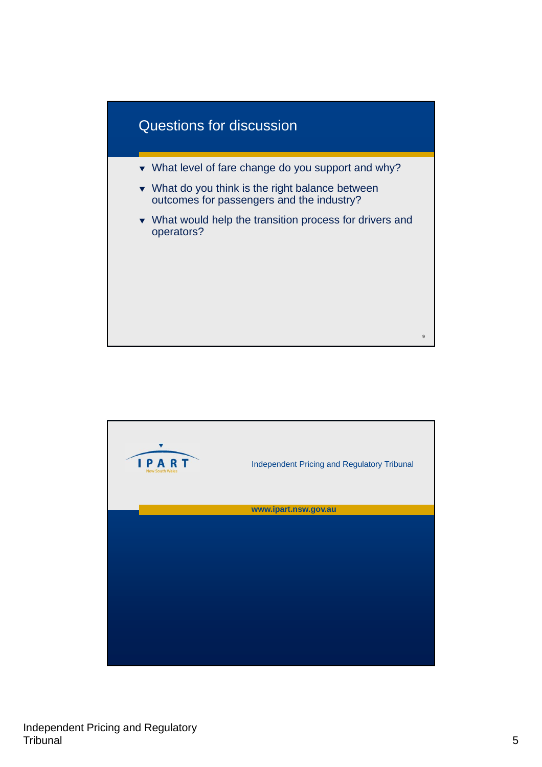## Questions for discussion

- What level of fare change do you support and why?
- What do you think is the right balance between outcomes for passengers and the industry?
- What would help the transition process for drivers and operators?

IPART New South Wales

Independent Pricing and Regulatory Tribunal

www.ipart.nsw.gov.au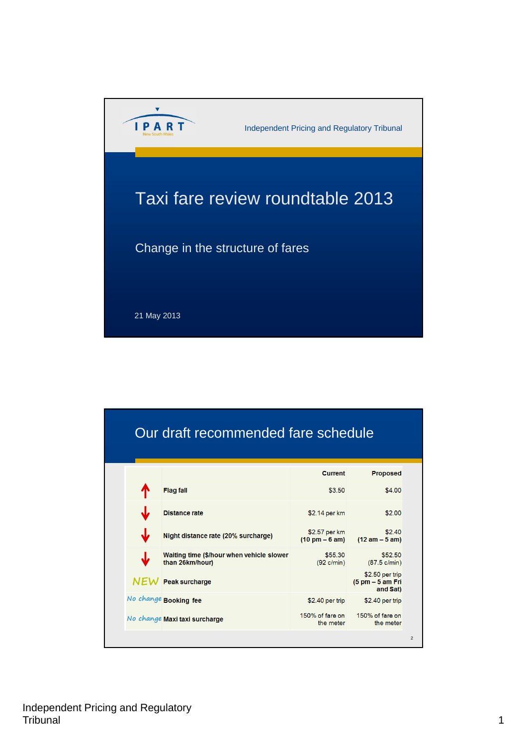IPART

Independent Pricing and Regulatory Tribunal

# Taxi fare review roundtable 2013

## Change in the structure of fares

21 May 2013

## Our draft recommended fare schedule

| | | Current | Proposed |
|---|---|---|---|
| ↑ | **Flag fall** | $3.50 | $4.00 |
| ↓ | **Distance rate** | $2.14 per km | $2.00 |
| ↓ | **Night distance rate (20% surcharge)** | $2.57 per km **(10 pm – 6 am)** | $2.40 **(12 am – 5 am)** |
| ↓ | **Waiting time ($/hour when vehicle slower than 26km/hour)** | $55.30 (92 c/min) | $52.50 (87.5 c/min) |
| NEW | **Peak surcharge** | | $2.50 per trip **(5 pm – 5 am Fri and Sat)** |
| No change | **Booking fee** | $2.40 per trip | $2.40 per trip |
| No change | **Maxi taxi surcharge** | 150% of fare on the meter | 150% of fare on the meter |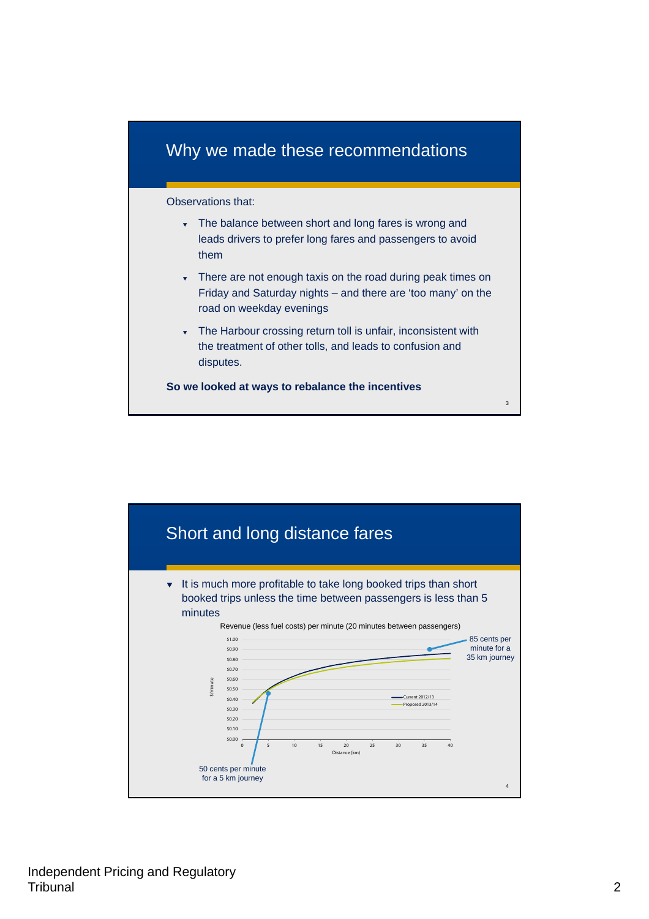## Why we made these recommendations

Observations that:

- The balance between short and long fares is wrong and leads drivers to prefer long fares and passengers to avoid them
- There are not enough taxis on the road during peak times on Friday and Saturday nights – and there are 'too many' on the road on weekday evenings
- The Harbour crossing return toll is unfair, inconsistent with the treatment of other tolls, and leads to confusion and disputes.

**So we looked at ways to rebalance the incentives**

## Short and long distance fares

- It is much more profitable to take long booked trips than short booked trips unless the time between passengers is less than 5 minutes

Revenue (less fuel costs) per minute (20 minutes between passengers)

$/minute: $0.00, $0.10, $0.20, $0.30, $0.40, $0.50, $0.60, $0.70, $0.80, $0.90, $1.00

Distance (km): 0, 5, 10, 15, 20, 25, 30, 35, 40

Current 2012/13

Proposed 2013/14

85 cents per minute for a 35 km journey

50 cents per minute for a 5 km journey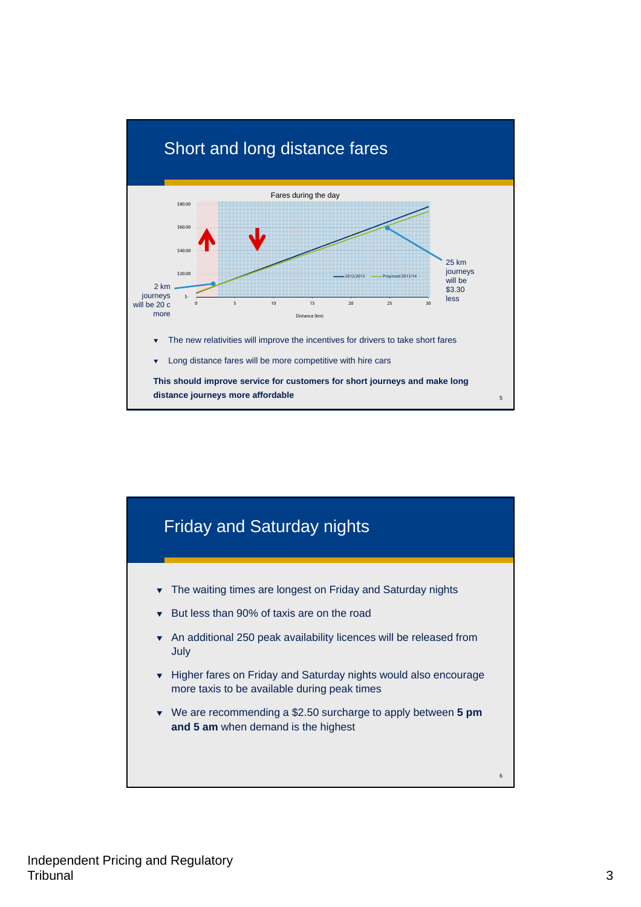## Short and long distance fares

Fares during the day

$80.00
$60.00
$40.00
$20.00
$-

0 5 10 15 20 25 30

Distance (km)

2012/2013 — Proposed 2013/14

2 km journeys will be 20 c more

25 km journeys will be $3.30 less

- The new relativities will improve the incentives for drivers to take short fares
- Long distance fares will be more competitive with hire cars

**This should improve service for customers for short journeys and make long distance journeys more affordable**

## Friday and Saturday nights

- The waiting times are longest on Friday and Saturday nights
- But less than 90% of taxis are on the road
- An additional 250 peak availability licences will be released from July
- Higher fares on Friday and Saturday nights would also encourage more taxis to be available during peak times
- We are recommending a $2.50 surcharge to apply between **5 pm and 5 am** when demand is the highest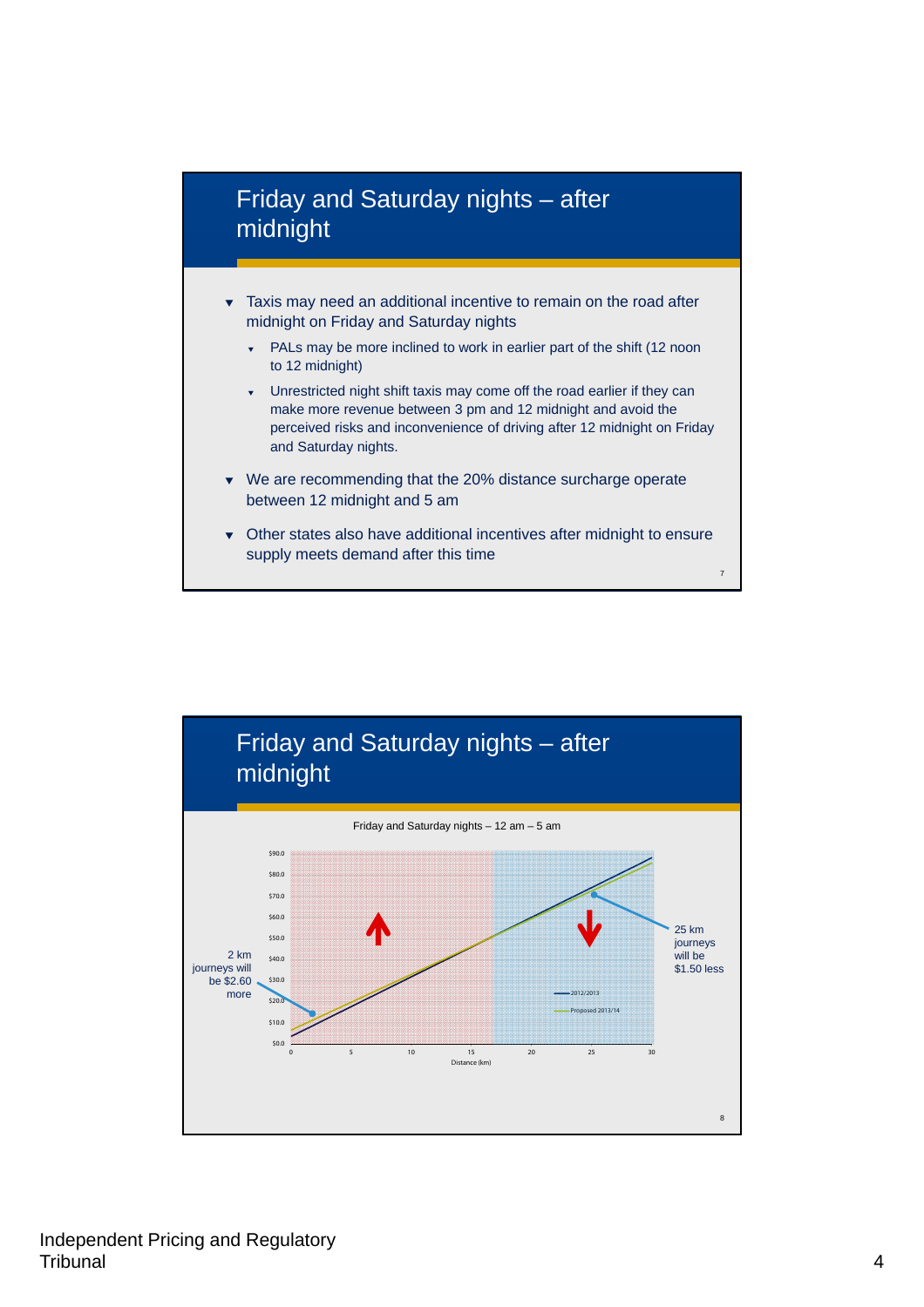## Friday and Saturday nights – after midnight

- Taxis may need an additional incentive to remain on the road after midnight on Friday and Saturday nights
  - PALs may be more inclined to work in earlier part of the shift (12 noon to 12 midnight)
  - Unrestricted night shift taxis may come off the road earlier if they can make more revenue between 3 pm and 12 midnight and avoid the perceived risks and inconvenience of driving after 12 midnight on Friday and Saturday nights.
- We are recommending that the 20% distance surcharge operate between 12 midnight and 5 am
- Other states also have additional incentives after midnight to ensure supply meets demand after this time

## Friday and Saturday nights – after midnight

Friday and Saturday nights – 12 am – 5 am

2 km journeys will be $2.60 more

25 km journeys will be $1.50 less

Legend: 2012/2013; Proposed 2013/14

Y-axis: $0.0 – $90.0; X-axis: Distance (km), 0 – 30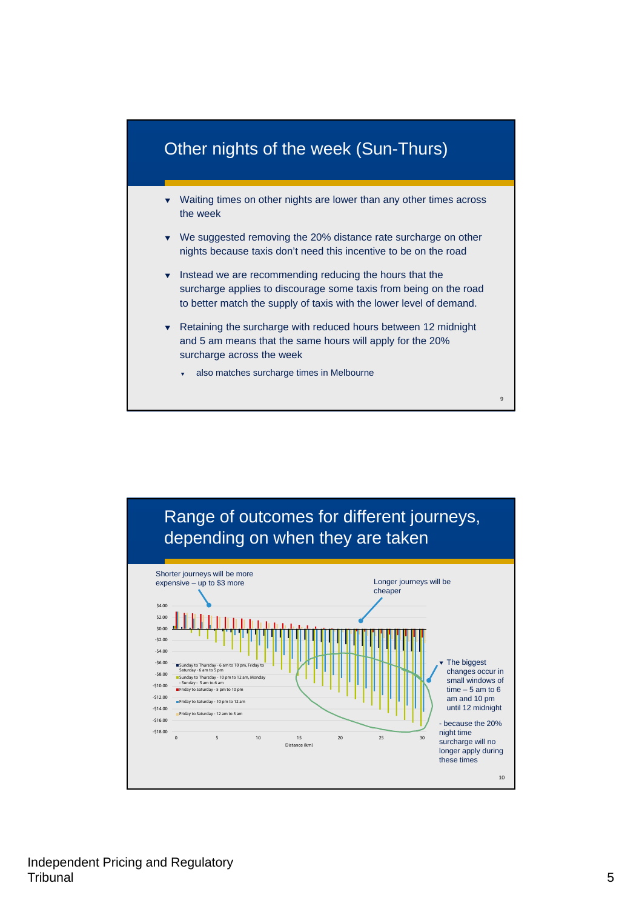## Other nights of the week (Sun-Thurs)

- Waiting times on other nights are lower than any other times across the week
- We suggested removing the 20% distance rate surcharge on other nights because taxis don't need this incentive to be on the road
- Instead we are recommending reducing the hours that the surcharge applies to discourage some taxis from being on the road to better match the supply of taxis with the lower level of demand.
- Retaining the surcharge with reduced hours between 12 midnight and 5 am means that the same hours will apply for the 20% surcharge across the week
  - also matches surcharge times in Melbourne

## Range of outcomes for different journeys, depending on when they are taken

Shorter journeys will be more expensive – up to $3 more

Longer journeys will be cheaper

- The biggest changes occur in small windows of time – 5 am to 6 am and 10 pm until 12 midnight

- because the 20% night time surcharge will no longer apply during these times

Chart legend:
- Sunday to Thursday - 6 am to 10 pm, Friday to Saturday - 6 am to 5 pm
- Sunday to Thursday - 10 pm to 12 am, Monday - Sunday - 5 am to 6 am
- Friday to Saturday - 5 pm to 10 pm
- Friday to Saturday - 10 pm to 12 am
- Friday to Saturday - 12 am to 5 am

Y-axis: $4.00 to -$18.00; X-axis: Distance (km), 0 to 30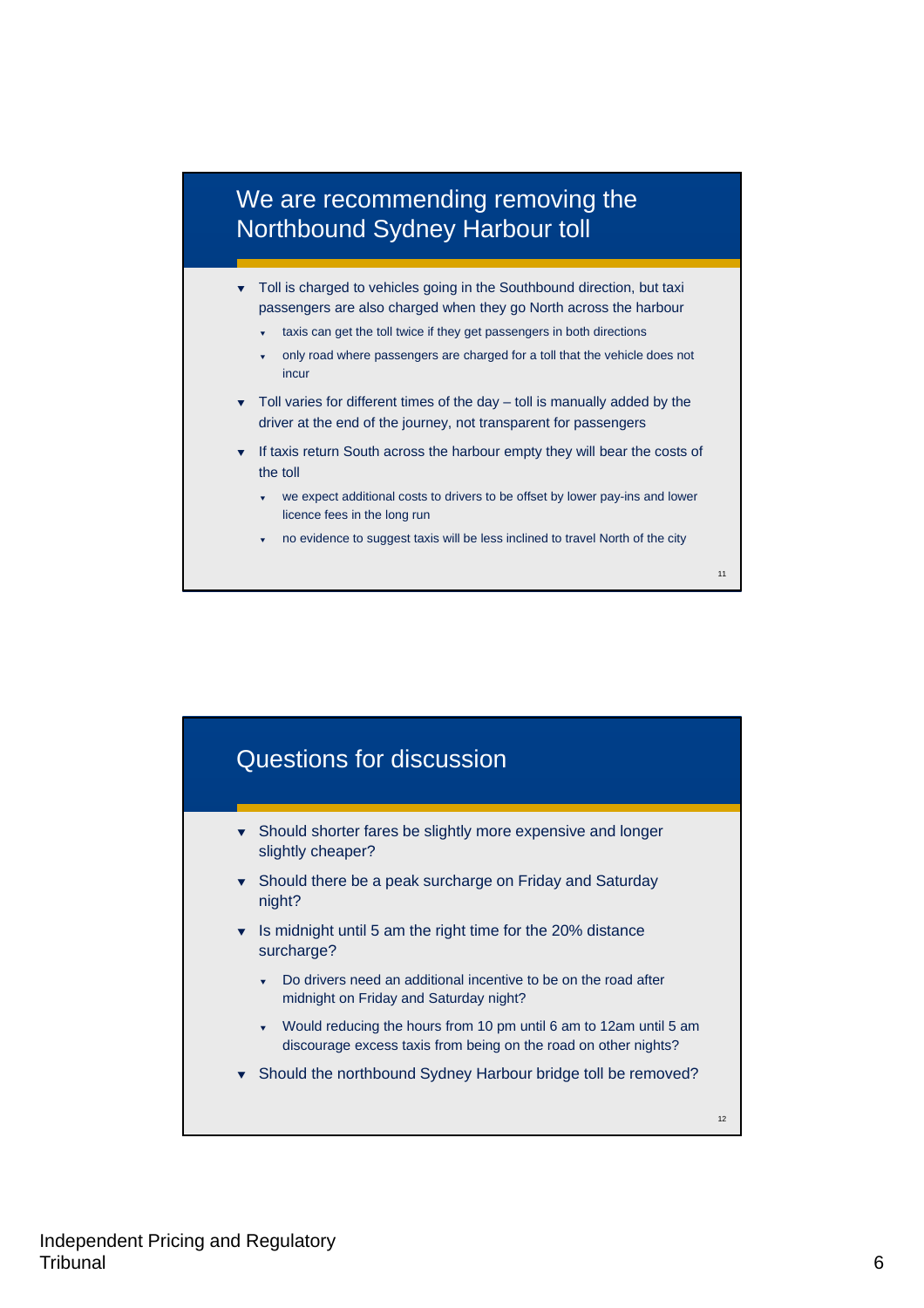## We are recommending removing the Northbound Sydney Harbour toll

- Toll is charged to vehicles going in the Southbound direction, but taxi passengers are also charged when they go North across the harbour
  - taxis can get the toll twice if they get passengers in both directions
  - only road where passengers are charged for a toll that the vehicle does not incur
- Toll varies for different times of the day – toll is manually added by the driver at the end of the journey, not transparent for passengers
- If taxis return South across the harbour empty they will bear the costs of the toll
  - we expect additional costs to drivers to be offset by lower pay-ins and lower licence fees in the long run
  - no evidence to suggest taxis will be less inclined to travel North of the city

## Questions for discussion

- Should shorter fares be slightly more expensive and longer slightly cheaper?
- Should there be a peak surcharge on Friday and Saturday night?
- Is midnight until 5 am the right time for the 20% distance surcharge?
  - Do drivers need an additional incentive to be on the road after midnight on Friday and Saturday night?
  - Would reducing the hours from 10 pm until 6 am to 12am until 5 am discourage excess taxis from being on the road on other nights?
- Should the northbound Sydney Harbour bridge toll be removed?